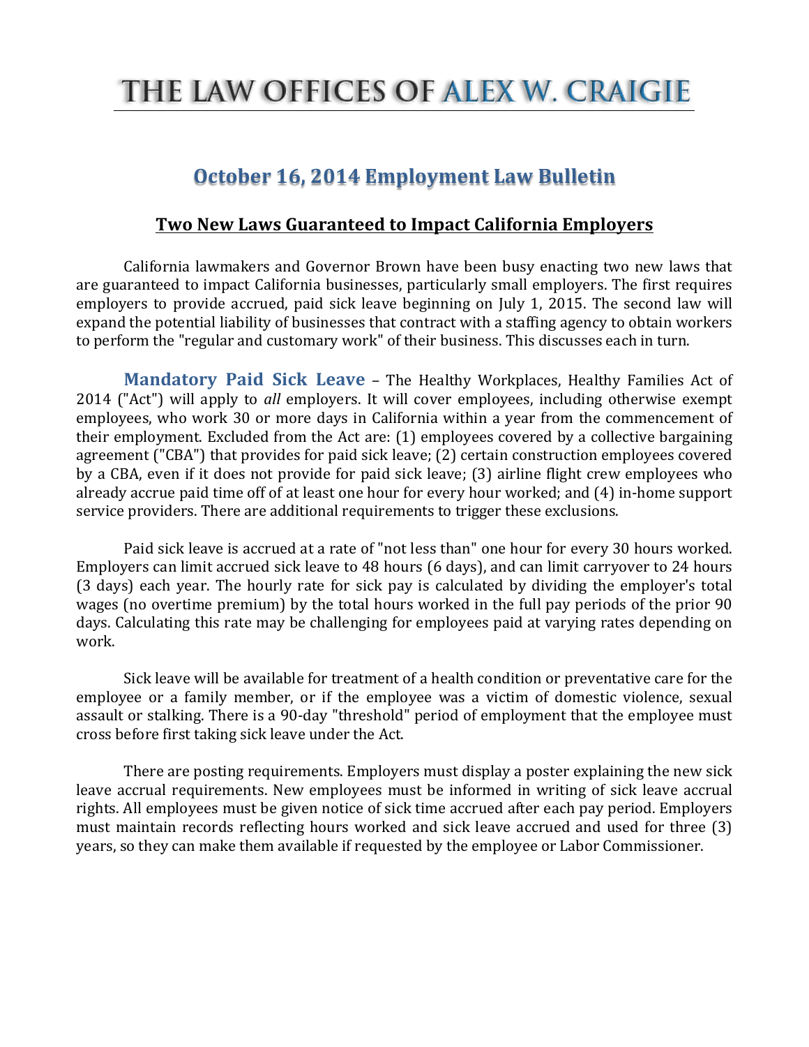# THE LAW OFFICES OF ALEX W. CRAIGIE

## October 16, 2014 Employment Law Bulletin

### Two New Laws Guaranteed to Impact California Employers

California lawmakers and Governor Brown have been busy enacting two new laws that are guaranteed to impact California businesses, particularly small employers. The first requires employers to provide accrued, paid sick leave beginning on July 1, 2015. The second law will expand the potential liability of businesses that contract with a staffing agency to obtain workers to perform the "regular and customary work" of their business. This discusses each in turn.

**Mandatory Paid Sick Leave** – The Healthy Workplaces, Healthy Families Act of 2014 ("Act") will apply to *all* employers. It will cover employees, including otherwise exempt employees, who work 30 or more days in California within a year from the commencement of their employment. Excluded from the Act are: (1) employees covered by a collective bargaining agreement ("CBA") that provides for paid sick leave; (2) certain construction employees covered by a CBA, even if it does not provide for paid sick leave; (3) airline flight crew employees who already accrue paid time off of at least one hour for every hour worked; and (4) in-home support service providers. There are additional requirements to trigger these exclusions.

Paid sick leave is accrued at a rate of "not less than" one hour for every 30 hours worked. Employers can limit accrued sick leave to 48 hours (6 days), and can limit carryover to 24 hours (3 days) each year. The hourly rate for sick pay is calculated by dividing the employer's total wages (no overtime premium) by the total hours worked in the full pay periods of the prior 90 days. Calculating this rate may be challenging for employees paid at varying rates depending on work.

Sick leave will be available for treatment of a health condition or preventative care for the employee or a family member, or if the employee was a victim of domestic violence, sexual assault or stalking. There is a 90-day "threshold" period of employment that the employee must cross before first taking sick leave under the Act.

There are posting requirements. Employers must display a poster explaining the new sick leave accrual requirements. New employees must be informed in writing of sick leave accrual rights. All employees must be given notice of sick time accrued after each pay period. Employers must maintain records reflecting hours worked and sick leave accrued and used for three (3) years, so they can make them available if requested by the employee or Labor Commissioner.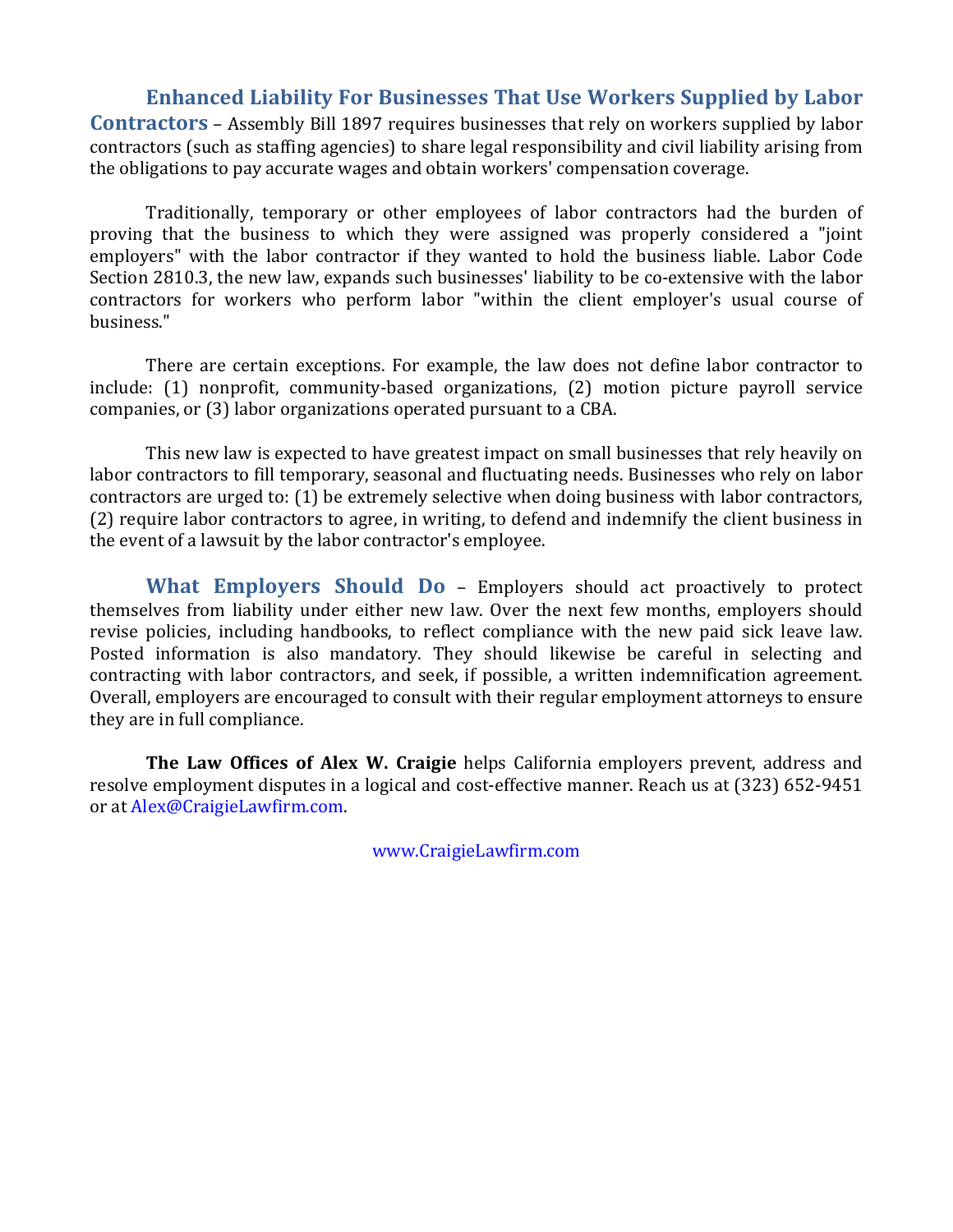**Enhanced Liability For Businesses That Use Workers Supplied by Labor Contractors** – Assembly Bill 1897 requires businesses that rely on workers supplied by labor contractors (such as staffing agencies) to share legal responsibility and civil liability arising from the obligations to pay accurate wages and obtain workers' compensation coverage.

Traditionally, temporary or other employees of labor contractors had the burden of proving that the business to which they were assigned was properly considered a "joint employers" with the labor contractor if they wanted to hold the business liable. Labor Code Section 2810.3, the new law, expands such businesses' liability to be co-extensive with the labor contractors for workers who perform labor "within the client employer's usual course of business."

There are certain exceptions. For example, the law does not define labor contractor to include: (1) nonprofit, community-based organizations, (2) motion picture payroll service companies, or (3) labor organizations operated pursuant to a CBA.

This new law is expected to have greatest impact on small businesses that rely heavily on labor contractors to fill temporary, seasonal and fluctuating needs. Businesses who rely on labor contractors are urged to: (1) be extremely selective when doing business with labor contractors, (2) require labor contractors to agree, in writing, to defend and indemnify the client business in the event of a lawsuit by the labor contractor's employee.

**What Employers Should Do** – Employers should act proactively to protect themselves from liability under either new law. Over the next few months, employers should revise policies, including handbooks, to reflect compliance with the new paid sick leave law. Posted information is also mandatory. They should likewise be careful in selecting and contracting with labor contractors, and seek, if possible, a written indemnification agreement. Overall, employers are encouraged to consult with their regular employment attorneys to ensure they are in full compliance.

**The Law Offices of Alex W. Craigie** helps California employers prevent, address and resolve employment disputes in a logical and cost-effective manner. Reach us at (323) 652-9451 or at Alex@CraigieLawfirm.com.

www.CraigieLawfirm.com